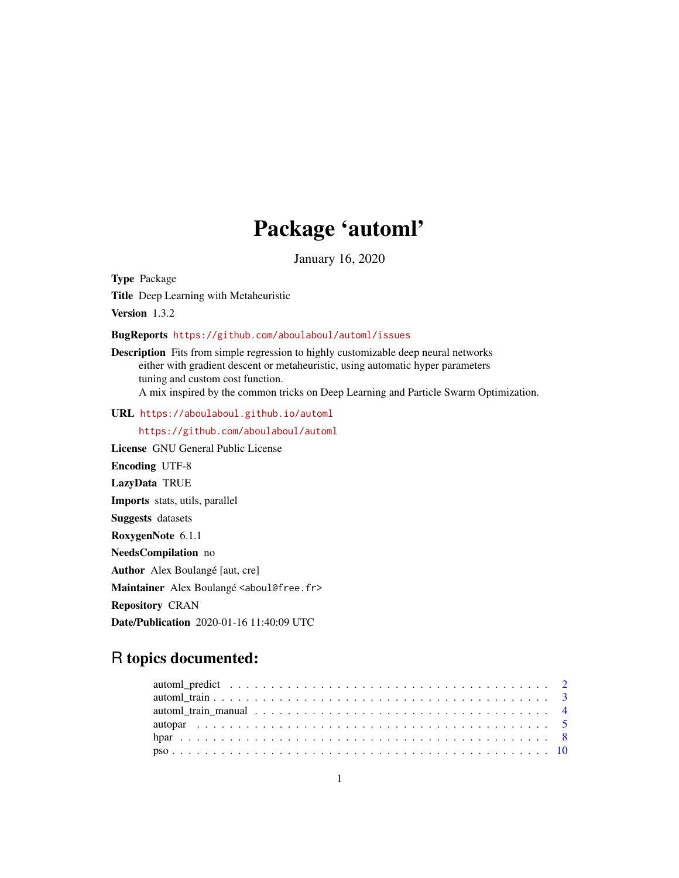# Package 'automl'

January 16, 2020

**Type** Package

**Title** Deep Learning with Metaheuristic

**Version** 1.3.2

**BugReports** https://github.com/aboulaboul/automl/issues

**Description** Fits from simple regression to highly customizable deep neural networks either with gradient descent or metaheuristic, using automatic hyper parameters tuning and custom cost function.
A mix inspired by the common tricks on Deep Learning and Particle Swarm Optimization.

**URL** https://aboulaboul.github.io/automl
https://github.com/aboulaboul/automl

**License** GNU General Public License

**Encoding** UTF-8

**LazyData** TRUE

**Imports** stats, utils, parallel

**Suggests** datasets

**RoxygenNote** 6.1.1

**NeedsCompilation** no

**Author** Alex Boulangé [aut, cre]

**Maintainer** Alex Boulangé <aboul@free.fr>

**Repository** CRAN

**Date/Publication** 2020-01-16 11:40:09 UTC

## R topics documented:

- automl_predict . . . . . . . . . . . . . . . . . . . . . . . . . . . . . . . . . . . . . . 2
- automl_train . . . . . . . . . . . . . . . . . . . . . . . . . . . . . . . . . . . . . . . 3
- automl_train_manual . . . . . . . . . . . . . . . . . . . . . . . . . . . . . . . . . . . 4
- autopar . . . . . . . . . . . . . . . . . . . . . . . . . . . . . . . . . . . . . . . . . . 5
- hpar . . . . . . . . . . . . . . . . . . . . . . . . . . . . . . . . . . . . . . . . . . . 8
- pso . . . . . . . . . . . . . . . . . . . . . . . . . . . . . . . . . . . . . . . . . . . . 10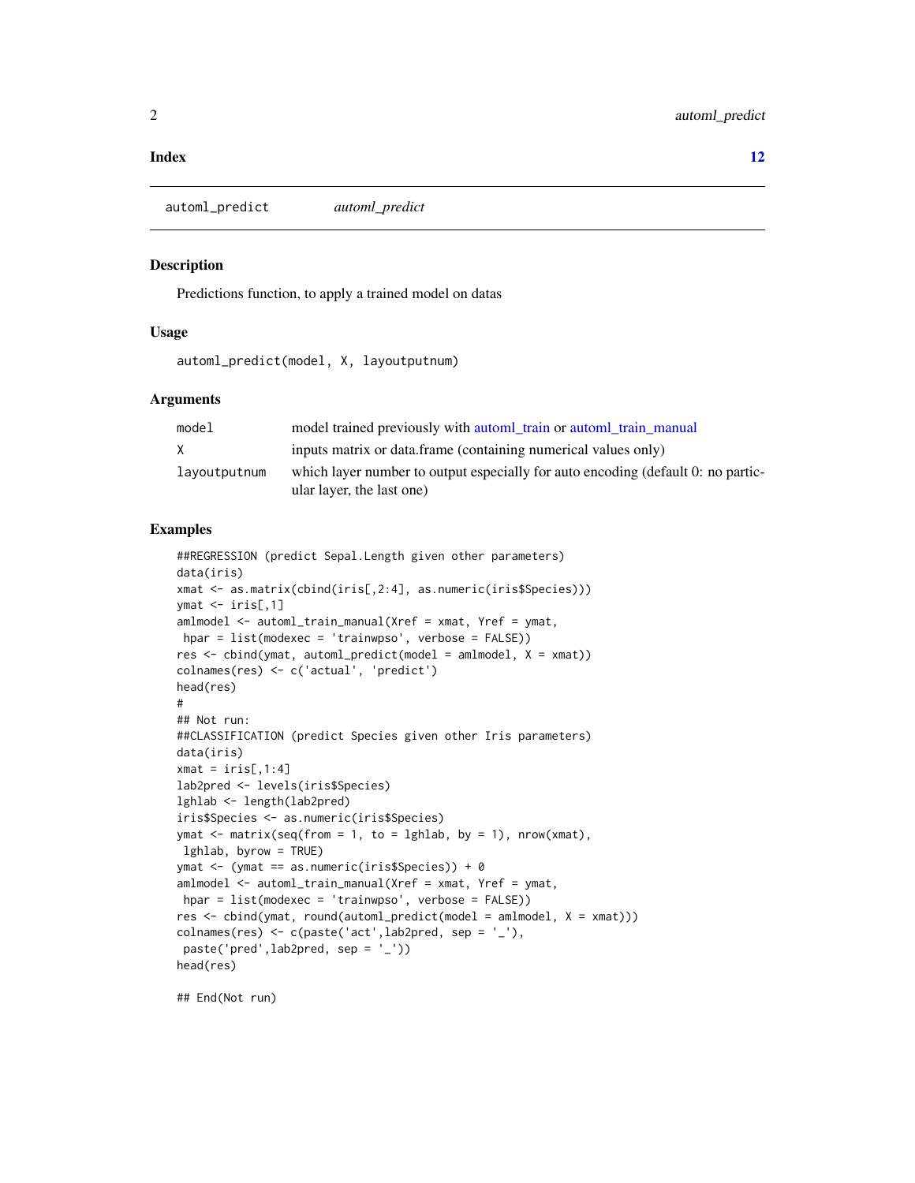**Index** **12**

---

automl_predict *automl_predict*

---

### Description

Predictions function, to apply a trained model on datas

### Usage

```
automl_predict(model, X, layoutputnum)
```

### Arguments

| | |
|---|---|
| model | model trained previously with automl_train or automl_train_manual |
| X | inputs matrix or data.frame (containing numerical values only) |
| layoutputnum | which layer number to output especially for auto encoding (default 0: no particular layer, the last one) |

### Examples

```
##REGRESSION (predict Sepal.Length given other parameters)
data(iris)
xmat <- as.matrix(cbind(iris[,2:4], as.numeric(iris$Species)))
ymat <- iris[,1]
amlmodel <- automl_train_manual(Xref = xmat, Yref = ymat,
 hpar = list(modexec = 'trainwpso', verbose = FALSE))
res <- cbind(ymat, automl_predict(model = amlmodel, X = xmat))
colnames(res) <- c('actual', 'predict')
head(res)
#
## Not run:
##CLASSIFICATION (predict Species given other Iris parameters)
data(iris)
xmat = iris[,1:4]
lab2pred <- levels(iris$Species)
lghlab <- length(lab2pred)
iris$Species <- as.numeric(iris$Species)
ymat <- matrix(seq(from = 1, to = lghlab, by = 1), nrow(xmat),
 lghlab, byrow = TRUE)
ymat <- (ymat == as.numeric(iris$Species)) + 0
amlmodel <- automl_train_manual(Xref = xmat, Yref = ymat,
 hpar = list(modexec = 'trainwpso', verbose = FALSE))
res <- cbind(ymat, round(automl_predict(model = amlmodel, X = xmat)))
colnames(res) <- c(paste('act',lab2pred, sep = '_'),
 paste('pred',lab2pred, sep = '_'))
head(res)

## End(Not run)
```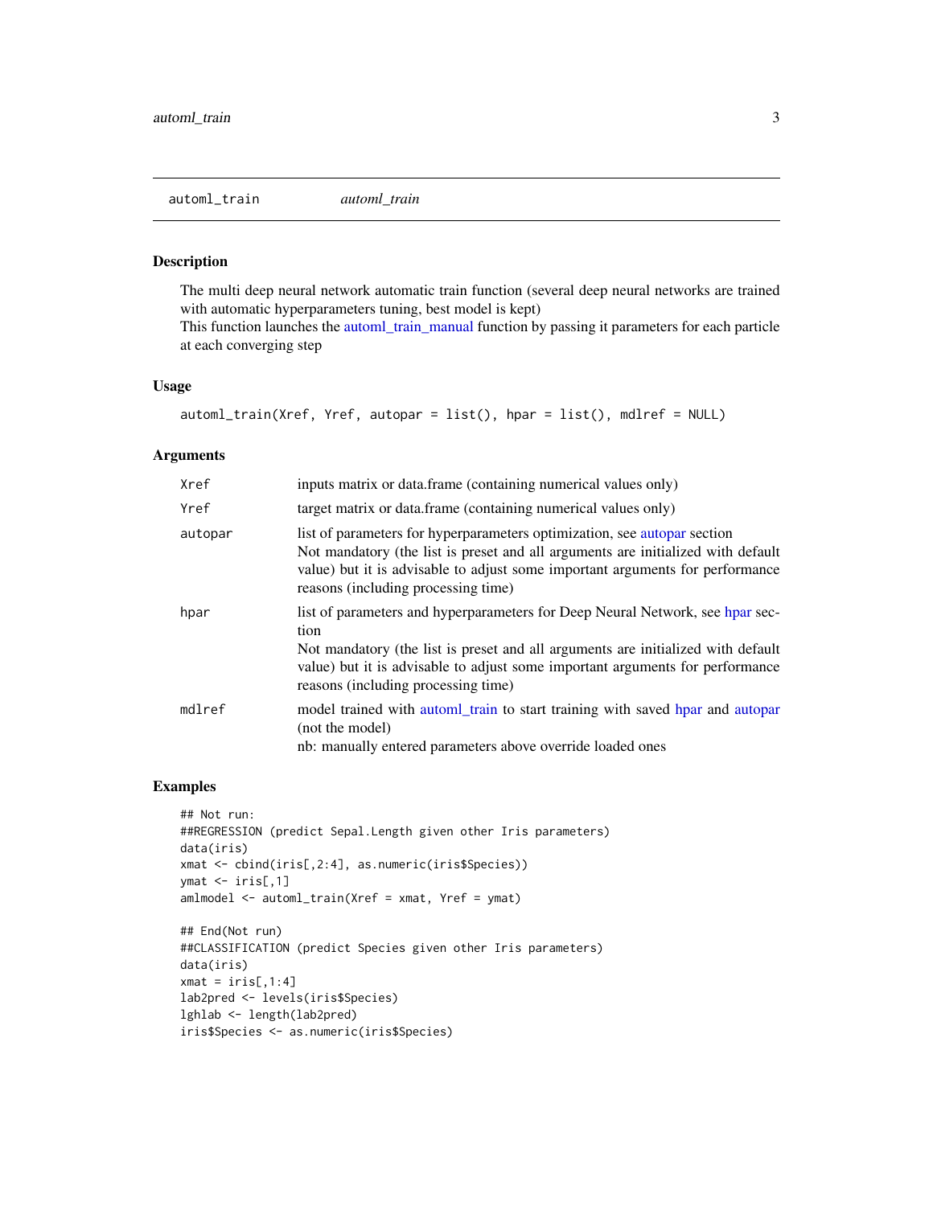## automl_train *automl_train*

### Description

The multi deep neural network automatic train function (several deep neural networks are trained with automatic hyperparameters tuning, best model is kept)
This function launches the automl_train_manual function by passing it parameters for each particle at each converging step

### Usage

```
automl_train(Xref, Yref, autopar = list(), hpar = list(), mdlref = NULL)
```

### Arguments

| | |
|---|---|
| Xref | inputs matrix or data.frame (containing numerical values only) |
| Yref | target matrix or data.frame (containing numerical values only) |
| autopar | list of parameters for hyperparameters optimization, see autopar section<br>Not mandatory (the list is preset and all arguments are initialized with default value) but it is advisable to adjust some important arguments for performance reasons (including processing time) |
| hpar | list of parameters and hyperparameters for Deep Neural Network, see hpar section<br>Not mandatory (the list is preset and all arguments are initialized with default value) but it is advisable to adjust some important arguments for performance reasons (including processing time) |
| mdlref | model trained with automl_train to start training with saved hpar and autopar (not the model)<br>nb: manually entered parameters above override loaded ones |

### Examples

```
## Not run:
##REGRESSION (predict Sepal.Length given other Iris parameters)
data(iris)
xmat <- cbind(iris[,2:4], as.numeric(iris$Species))
ymat <- iris[,1]
amlmodel <- automl_train(Xref = xmat, Yref = ymat)

## End(Not run)
##CLASSIFICATION (predict Species given other Iris parameters)
data(iris)
xmat = iris[,1:4]
lab2pred <- levels(iris$Species)
lghlab <- length(lab2pred)
iris$Species <- as.numeric(iris$Species)
```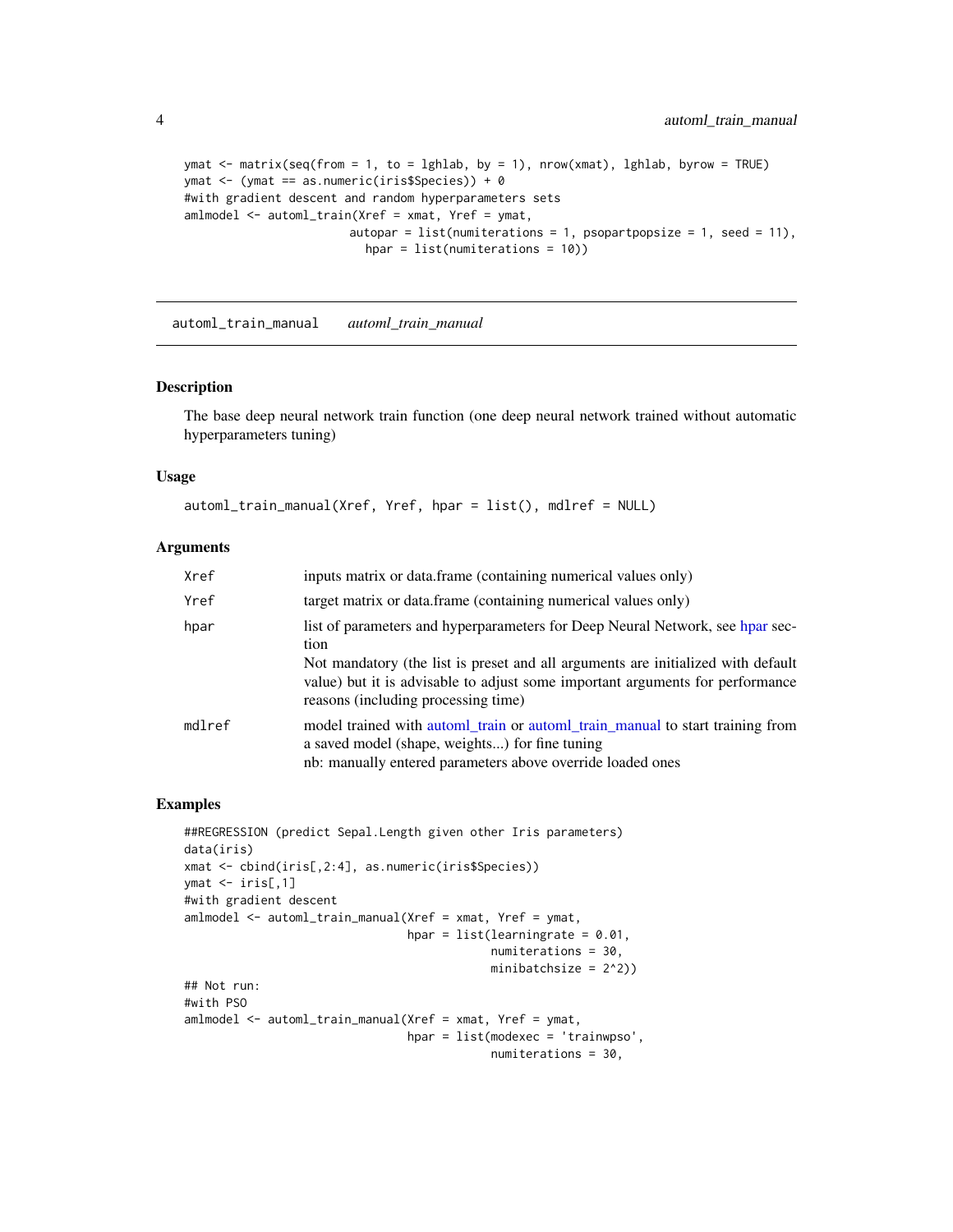```
ymat <- matrix(seq(from = 1, to = lghlab, by = 1), nrow(xmat), lghlab, byrow = TRUE)
ymat <- (ymat == as.numeric(iris$Species)) + 0
#with gradient descent and random hyperparameters sets
amlmodel <- automl_train(Xref = xmat, Yref = ymat,
                         autopar = list(numiterations = 1, psopartpopsize = 1, seed = 11),
                           hpar = list(numiterations = 10))
```

---

## automl_train_manual *automl_train_manual*

### Description

The base deep neural network train function (one deep neural network trained without automatic hyperparameters tuning)

### Usage

```
automl_train_manual(Xref, Yref, hpar = list(), mdlref = NULL)
```

### Arguments

| | |
|---|---|
| Xref | inputs matrix or data.frame (containing numerical values only) |
| Yref | target matrix or data.frame (containing numerical values only) |
| hpar | list of parameters and hyperparameters for Deep Neural Network, see hpar section<br>Not mandatory (the list is preset and all arguments are initialized with default value) but it is advisable to adjust some important arguments for performance reasons (including processing time) |
| mdlref | model trained with automl_train or automl_train_manual to start training from a saved model (shape, weights...) for fine tuning<br>nb: manually entered parameters above override loaded ones |

### Examples

```
##REGRESSION (predict Sepal.Length given other Iris parameters)
data(iris)
xmat <- cbind(iris[,2:4], as.numeric(iris$Species))
ymat <- iris[,1]
#with gradient descent
amlmodel <- automl_train_manual(Xref = xmat, Yref = ymat,
                                hpar = list(learningrate = 0.01,
                                            numiterations = 30,
                                            minibatchsize = 2^2))
## Not run:
#with PSO
amlmodel <- automl_train_manual(Xref = xmat, Yref = ymat,
                                hpar = list(modexec = 'trainwpso',
                                            numiterations = 30,
```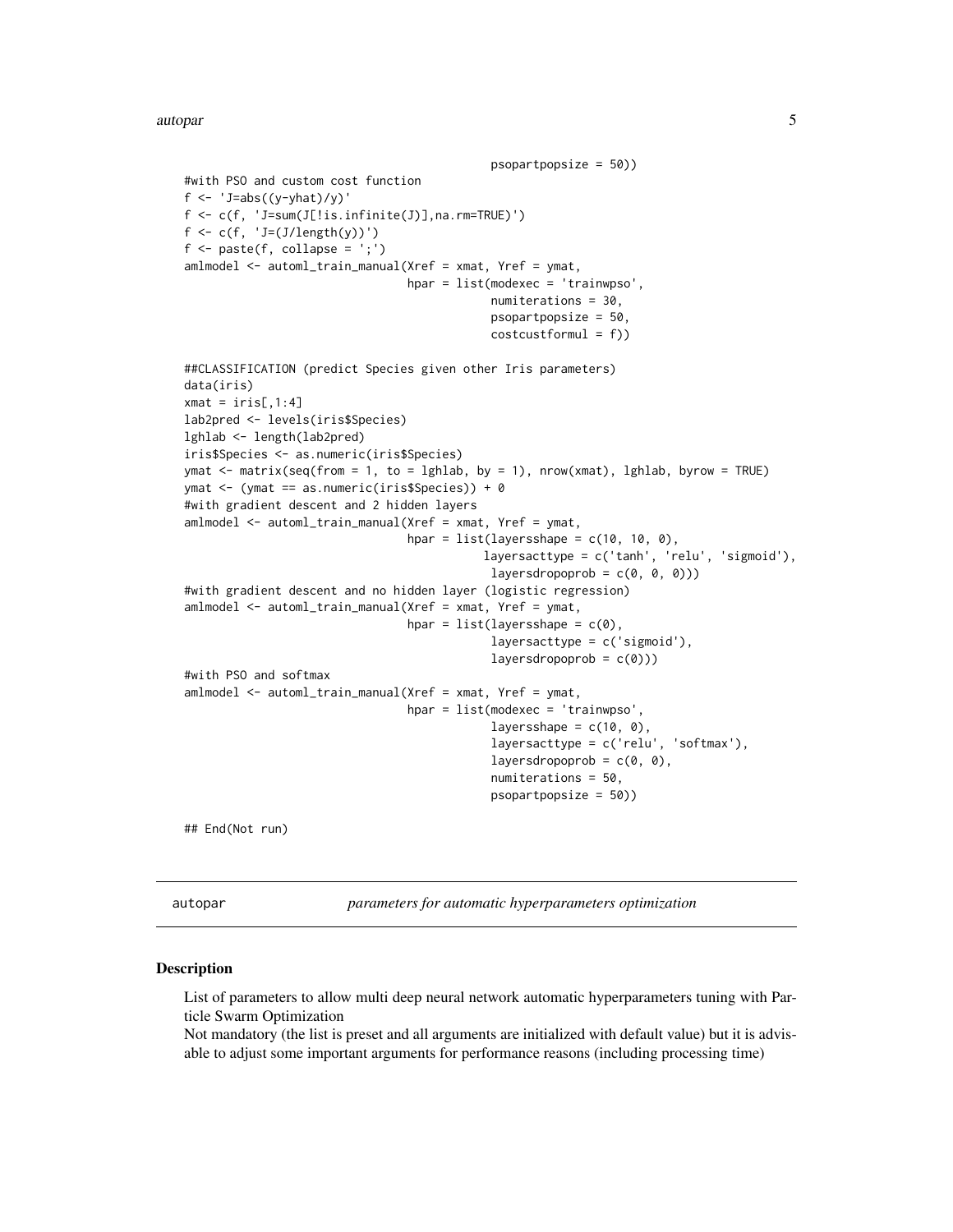```
                                            psopartpopsize = 50))
#with PSO and custom cost function
f <- 'J=abs((y-yhat)/y)'
f <- c(f, 'J=sum(J[!is.infinite(J)],na.rm=TRUE)')
f <- c(f, 'J=(J/length(y))')
f <- paste(f, collapse = ';')
amlmodel <- automl_train_manual(Xref = xmat, Yref = ymat,
                                hpar = list(modexec = 'trainwpso',
                                            numiterations = 30,
                                            psopartpopsize = 50,
                                            costcustformul = f))

##CLASSIFICATION (predict Species given other Iris parameters)
data(iris)
xmat = iris[,1:4]
lab2pred <- levels(iris$Species)
lghlab <- length(lab2pred)
iris$Species <- as.numeric(iris$Species)
ymat <- matrix(seq(from = 1, to = lghlab, by = 1), nrow(xmat), lghlab, byrow = TRUE)
ymat <- (ymat == as.numeric(iris$Species)) + 0
#with gradient descent and 2 hidden layers
amlmodel <- automl_train_manual(Xref = xmat, Yref = ymat,
                                hpar = list(layersshape = c(10, 10, 0),
                                           layersacttype = c('tanh', 'relu', 'sigmoid'),
                                            layersdropoprob = c(0, 0, 0)))
#with gradient descent and no hidden layer (logistic regression)
amlmodel <- automl_train_manual(Xref = xmat, Yref = ymat,
                                hpar = list(layersshape = c(0),
                                            layersacttype = c('sigmoid'),
                                            layersdropoprob = c(0)))
#with PSO and softmax
amlmodel <- automl_train_manual(Xref = xmat, Yref = ymat,
                                hpar = list(modexec = 'trainwpso',
                                            layersshape = c(10, 0),
                                            layersacttype = c('relu', 'softmax'),
                                            layersdropoprob = c(0, 0),
                                            numiterations = 50,
                                            psopartpopsize = 50))

## End(Not run)
```

## autopar *parameters for automatic hyperparameters optimization*

### Description

List of parameters to allow multi deep neural network automatic hyperparameters tuning with Particle Swarm Optimization
Not mandatory (the list is preset and all arguments are initialized with default value) but it is advisable to adjust some important arguments for performance reasons (including processing time)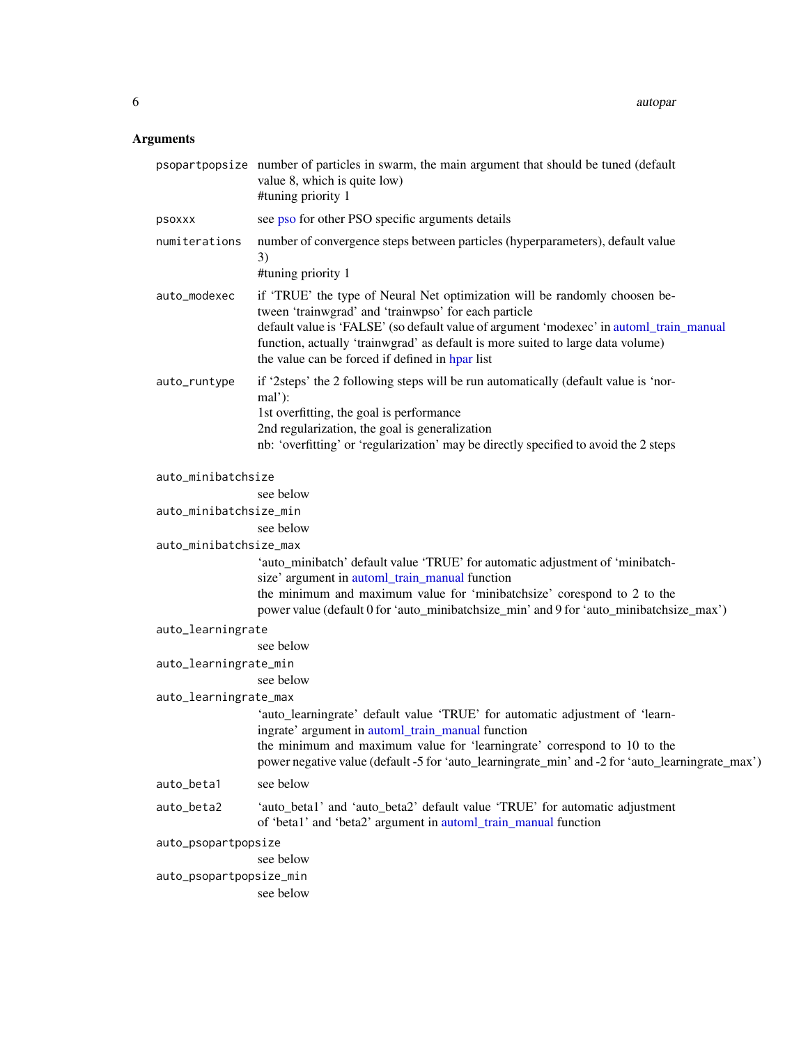### Arguments

| Argument | Description |
|---|---|
| `psopartpopsize` | number of particles in swarm, the main argument that should be tuned (default value 8, which is quite low)<br>#tuning priority 1 |
| `psoxxx` | see pso for other PSO specific arguments details |
| `numiterations` | number of convergence steps between particles (hyperparameters), default value 3)<br>#tuning priority 1 |
| `auto_modexec` | if 'TRUE' the type of Neural Net optimization will be randomly choosen between 'trainwgrad' and 'trainwpso' for each particle<br>default value is 'FALSE' (so default value of argument 'modexec' in automl_train_manual function, actually 'trainwgrad' as default is more suited to large data volume)<br>the value can be forced if defined in hpar list |
| `auto_runtype` | if '2steps' the 2 following steps will be run automatically (default value is 'normal'):<br>1st overfitting, the goal is performance<br>2nd regularization, the goal is generalization<br>nb: 'overfitting' or 'regularization' may be directly specified to avoid the 2 steps |
| `auto_minibatchsize` | see below |
| `auto_minibatchsize_min` | see below |
| `auto_minibatchsize_max` | 'auto_minibatch' default value 'TRUE' for automatic adjustment of 'minibatchsize' argument in automl_train_manual function<br>the minimum and maximum value for 'minibatchsize' corespond to 2 to the power value (default 0 for 'auto_minibatchsize_min' and 9 for 'auto_minibatchsize_max') |
| `auto_learningrate` | see below |
| `auto_learningrate_min` | see below |
| `auto_learningrate_max` | 'auto_learningrate' default value 'TRUE' for automatic adjustment of 'learningrate' argument in automl_train_manual function<br>the minimum and maximum value for 'learningrate' correspond to 10 to the power negative value (default -5 for 'auto_learningrate_min' and -2 for 'auto_learningrate_max') |
| `auto_beta1` | see below |
| `auto_beta2` | 'auto_beta1' and 'auto_beta2' default value 'TRUE' for automatic adjustment of 'beta1' and 'beta2' argument in automl_train_manual function |
| `auto_psopartpopsize` | see below |
| `auto_psopartpopsize_min` | see below |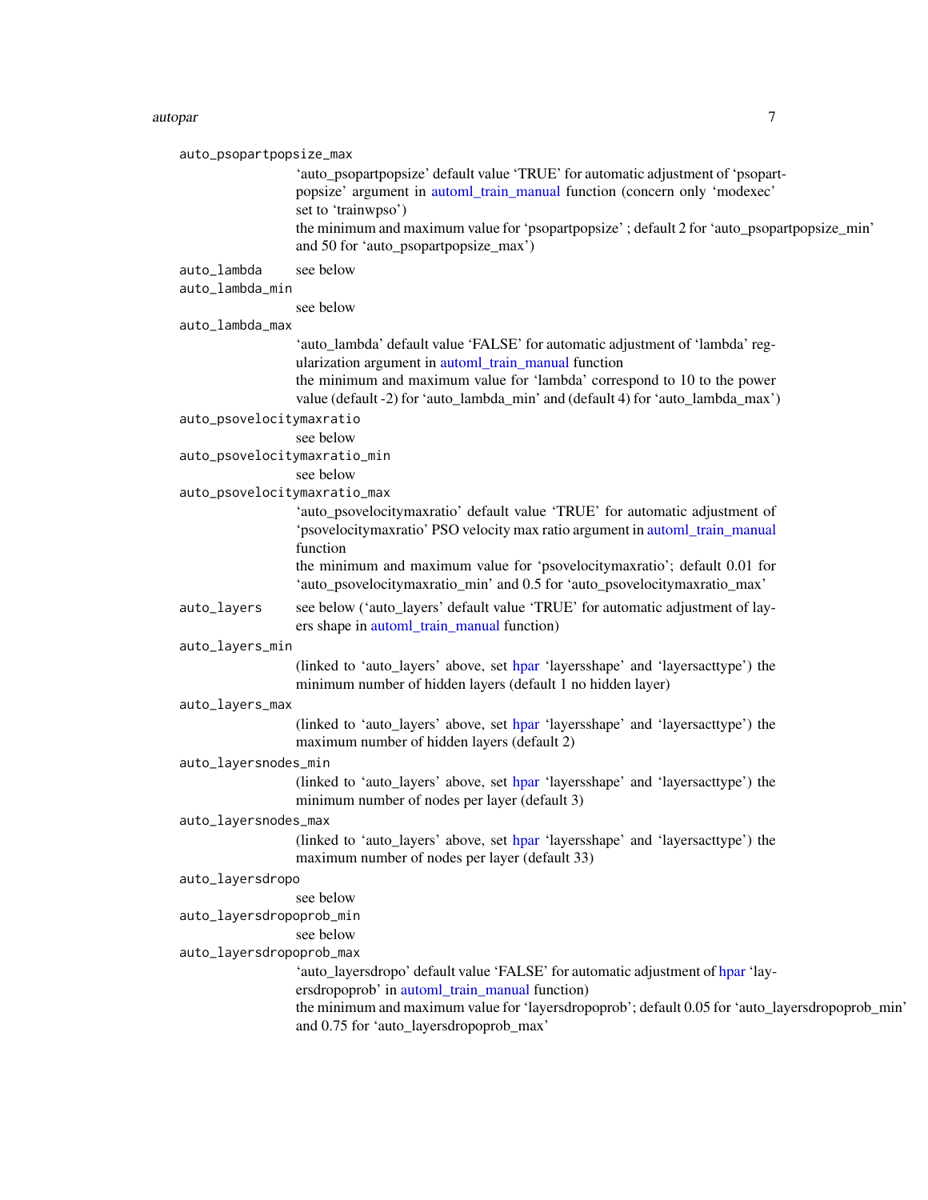`auto_psopartpopsize_max`
: 'auto_psopartpopsize' default value 'TRUE' for automatic adjustment of 'psopartpopsize' argument in automl_train_manual function (concern only 'modexec' set to 'trainwpso')
  the minimum and maximum value for 'psopartpopsize' ; default 2 for 'auto_psopartpopsize_min' and 50 for 'auto_psopartpopsize_max')

`auto_lambda`
: see below

`auto_lambda_min`
: see below

`auto_lambda_max`
: 'auto_lambda' default value 'FALSE' for automatic adjustment of 'lambda' regularization argument in automl_train_manual function
  the minimum and maximum value for 'lambda' correspond to 10 to the power value (default -2) for 'auto_lambda_min' and (default 4) for 'auto_lambda_max')

`auto_psovelocitymaxratio`
: see below

`auto_psovelocitymaxratio_min`
: see below

`auto_psovelocitymaxratio_max`
: 'auto_psovelocitymaxratio' default value 'TRUE' for automatic adjustment of 'psovelocitymaxratio' PSO velocity max ratio argument in automl_train_manual function
  the minimum and maximum value for 'psovelocitymaxratio'; default 0.01 for 'auto_psovelocitymaxratio_min' and 0.5 for 'auto_psovelocitymaxratio_max'

`auto_layers`
: see below ('auto_layers' default value 'TRUE' for automatic adjustment of layers shape in automl_train_manual function)

`auto_layers_min`
: (linked to 'auto_layers' above, set hpar 'layersshape' and 'layersacttype') the minimum number of hidden layers (default 1 no hidden layer)

`auto_layers_max`
: (linked to 'auto_layers' above, set hpar 'layersshape' and 'layersacttype') the maximum number of hidden layers (default 2)

`auto_layersnodes_min`
: (linked to 'auto_layers' above, set hpar 'layersshape' and 'layersacttype') the minimum number of nodes per layer (default 3)

`auto_layersnodes_max`
: (linked to 'auto_layers' above, set hpar 'layersshape' and 'layersacttype') the maximum number of nodes per layer (default 33)

`auto_layersdropo`
: see below

`auto_layersdropoprob_min`
: see below

`auto_layersdropoprob_max`
: 'auto_layersdropo' default value 'FALSE' for automatic adjustment of hpar 'layersdropoprob' in automl_train_manual function)
  the minimum and maximum value for 'layersdropoprob'; default 0.05 for 'auto_layersdropoprob_min' and 0.75 for 'auto_layersdropoprob_max'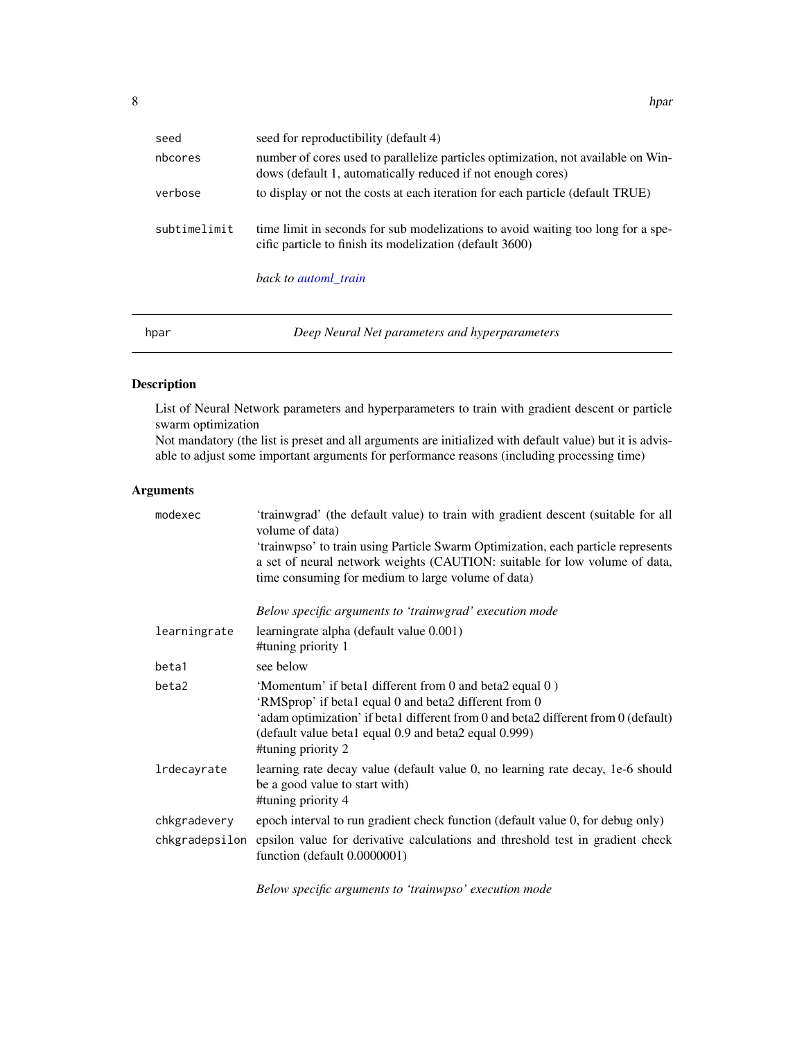| | |
|---|---|
| seed | seed for reproductibility (default 4) |
| nbcores | number of cores used to parallelize particles optimization, not available on Windows (default 1, automatically reduced if not enough cores) |
| verbose | to display or not the costs at each iteration for each particle (default TRUE) |
| subtimelimit | time limit in seconds for sub modelizations to avoid waiting too long for a specific particle to finish its modelization (default 3600) |
| | *back to automl_train* |

## hpar — *Deep Neural Net parameters and hyperparameters*

### Description

List of Neural Network parameters and hyperparameters to train with gradient descent or particle swarm optimization
Not mandatory (the list is preset and all arguments are initialized with default value) but it is advisable to adjust some important arguments for performance reasons (including processing time)

### Arguments

| | |
|---|---|
| modexec | 'trainwgrad' (the default value) to train with gradient descent (suitable for all volume of data)<br>'trainwpso' to train using Particle Swarm Optimization, each particle represents a set of neural network weights (CAUTION: suitable for low volume of data, time consuming for medium to large volume of data) |
| | *Below specific arguments to 'trainwgrad' execution mode* |
| learningrate | learningrate alpha (default value 0.001)<br>#tuning priority 1 |
| beta1 | see below |
| beta2 | 'Momentum' if beta1 different from 0 and beta2 equal 0 )<br>'RMSprop' if beta1 equal 0 and beta2 different from 0<br>'adam optimization' if beta1 different from 0 and beta2 different from 0 (default)<br>(default value beta1 equal 0.9 and beta2 equal 0.999)<br>#tuning priority 2 |
| lrdecayrate | learning rate decay value (default value 0, no learning rate decay, 1e-6 should be a good value to start with)<br>#tuning priority 4 |
| chkgradevery | epoch interval to run gradient check function (default value 0, for debug only) |
| chkgradepsilon | epsilon value for derivative calculations and threshold test in gradient check function (default 0.0000001) |
| | *Below specific arguments to 'trainwpso' execution mode* |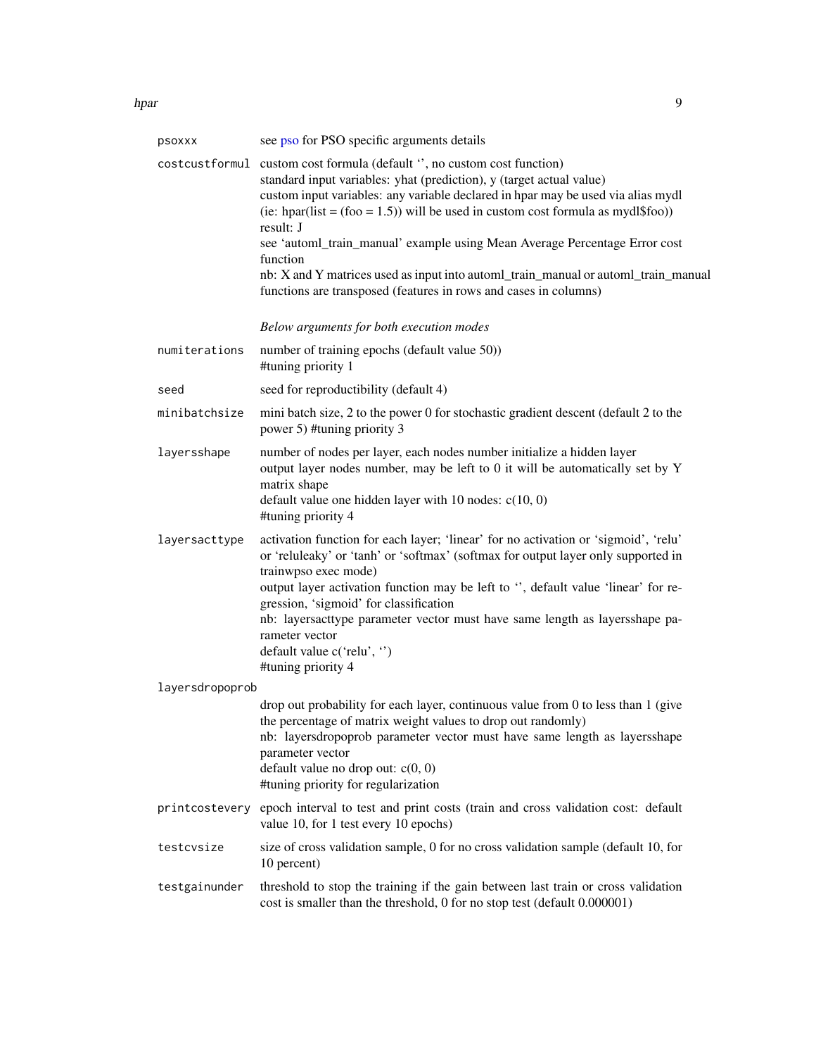`psoxxx`
: see pso for PSO specific arguments details

`costcustformul`
: custom cost formula (default '', no custom cost function)
  standard input variables: yhat (prediction), y (target actual value)
  custom input variables: any variable declared in hpar may be used via alias mydl
  (ie: hpar(list = (foo = 1.5)) will be used in custom cost formula as mydl$foo))
  result: J
  see 'automl_train_manual' example using Mean Average Percentage Error cost function
  nb: X and Y matrices used as input into automl_train_manual or automl_train_manual functions are transposed (features in rows and cases in columns)

*Below arguments for both execution modes*

`numiterations`
: number of training epochs (default value 50))
  #tuning priority 1

`seed`
: seed for reproductibility (default 4)

`minibatchsize`
: mini batch size, 2 to the power 0 for stochastic gradient descent (default 2 to the power 5) #tuning priority 3

`layersshape`
: number of nodes per layer, each nodes number initialize a hidden layer
  output layer nodes number, may be left to 0 it will be automatically set by Y matrix shape
  default value one hidden layer with 10 nodes: c(10, 0)
  #tuning priority 4

`layersacttype`
: activation function for each layer; 'linear' for no activation or 'sigmoid', 'relu' or 'reluleaky' or 'tanh' or 'softmax' (softmax for output layer only supported in trainwpso exec mode)
  output layer activation function may be left to '', default value 'linear' for regression, 'sigmoid' for classification
  nb: layersacttype parameter vector must have same length as layersshape parameter vector
  default value c('relu', '')
  #tuning priority 4

`layersdropoprob`
: drop out probability for each layer, continuous value from 0 to less than 1 (give the percentage of matrix weight values to drop out randomly)
  nb: layersdropoprob parameter vector must have same length as layersshape parameter vector
  default value no drop out: c(0, 0)
  #tuning priority for regularization

`printcostevery`
: epoch interval to test and print costs (train and cross validation cost: default value 10, for 1 test every 10 epochs)

`testcvsize`
: size of cross validation sample, 0 for no cross validation sample (default 10, for 10 percent)

`testgainunder`
: threshold to stop the training if the gain between last train or cross validation cost is smaller than the threshold, 0 for no stop test (default 0.000001)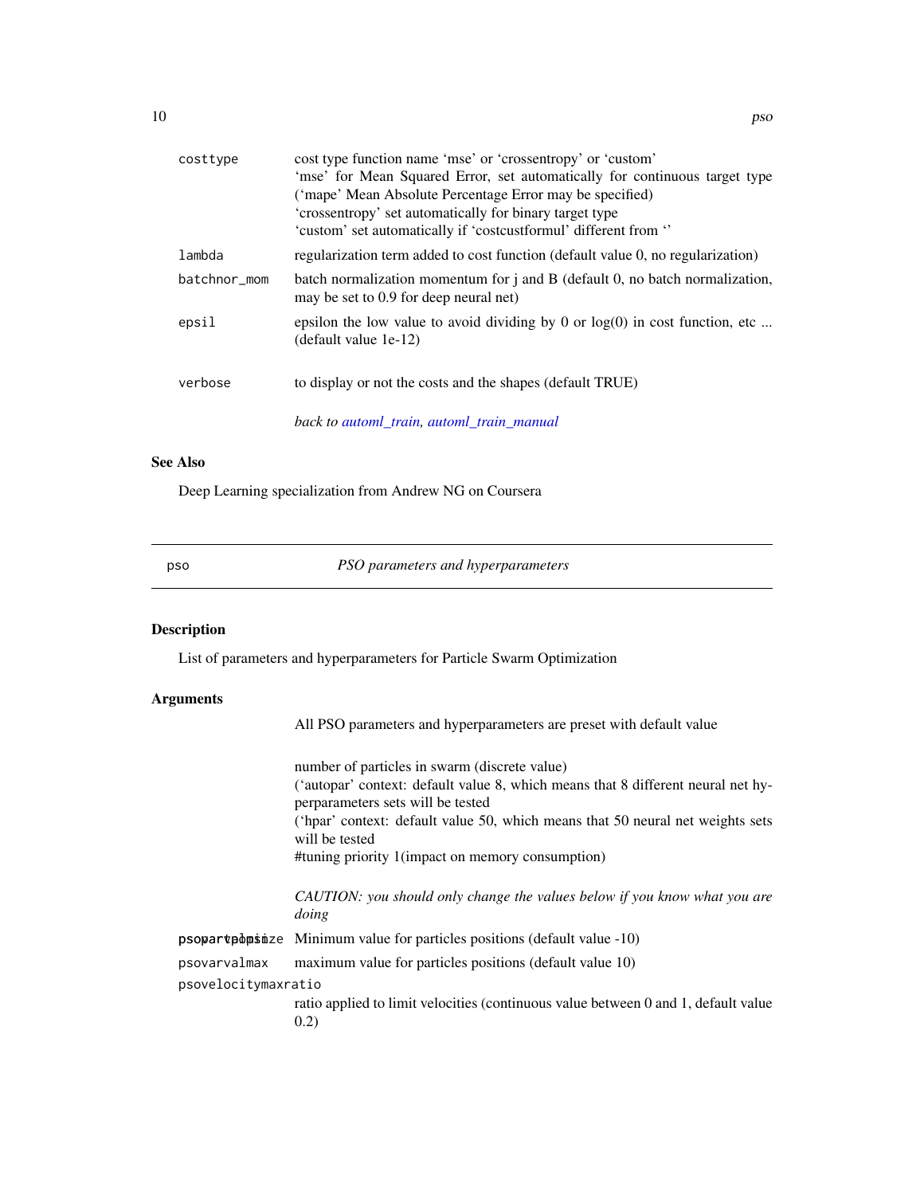| | |
|---|---|
| costtype | cost type function name 'mse' or 'crossentropy' or 'custom'<br>'mse' for Mean Squared Error, set automatically for continuous target type ('mape' Mean Absolute Percentage Error may be specified)<br>'crossentropy' set automatically for binary target type<br>'custom' set automatically if 'costcustformul' different from '' |
| lambda | regularization term added to cost function (default value 0, no regularization) |
| batchnor_mom | batch normalization momentum for j and B (default 0, no batch normalization, may be set to 0.9 for deep neural net) |
| epsil | epsilon the low value to avoid dividing by 0 or log(0) in cost function, etc ... (default value 1e-12) |
| verbose | to display or not the costs and the shapes (default TRUE) |
| | *back to automl_train, automl_train_manual* |

## See Also

Deep Learning specialization from Andrew NG on Coursera

---

# pso — *PSO parameters and hyperparameters*

## Description

List of parameters and hyperparameters for Particle Swarm Optimization

## Arguments

| | |
|---|---|
| | All PSO parameters and hyperparameters are preset with default value |
| psopartpopsize | number of particles in swarm (discrete value)<br>('autopar' context: default value 8, which means that 8 different neural net hyperparameters sets will be tested<br>('hpar' context: default value 50, which means that 50 neural net weights sets will be tested<br>#tuning priority 1(impact on memory consumption)<br><br>*CAUTION: you should only change the values below if you know what you are doing* |
| psovarvalmin | Minimum value for particles positions (default value -10) |
| psovarvalmax | maximum value for particles positions (default value 10) |
| psovelocitymaxratio | ratio applied to limit velocities (continuous value between 0 and 1, default value 0.2) |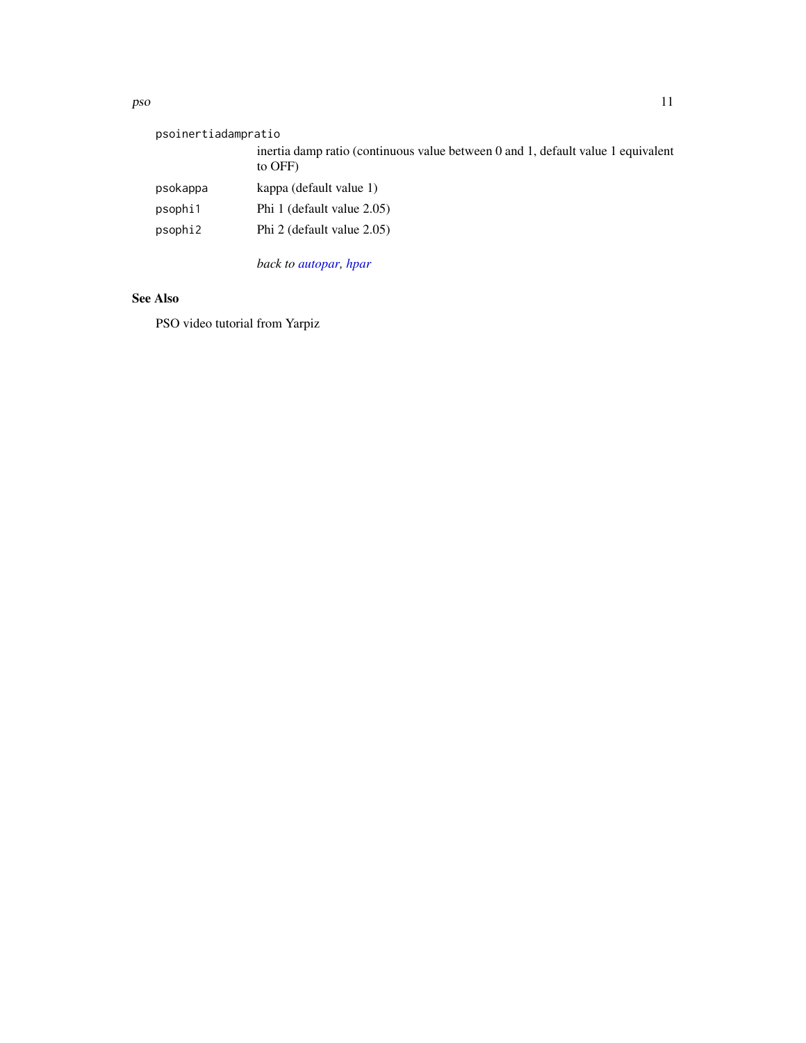psoinertiadampratio
: inertia damp ratio (continuous value between 0 and 1, default value 1 equivalent to OFF)

psokappa
: kappa (default value 1)

psophi1
: Phi 1 (default value 2.05)

psophi2
: Phi 2 (default value 2.05)

*back to autopar, hpar*

## See Also

PSO video tutorial from Yarpiz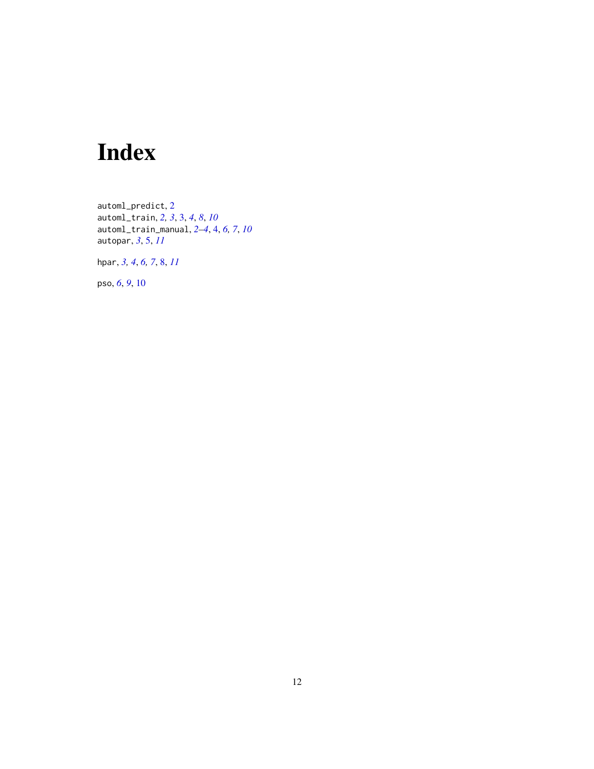# Index

automl_predict, 2
automl_train, *2, 3*, 3, *4*, *8*, *10*
automl_train_manual, *2–4*, 4, *6, 7*, *10*
autopar, *3*, 5, *11*

hpar, *3, 4*, *6, 7*, 8, *11*

pso, *6*, *9*, 10